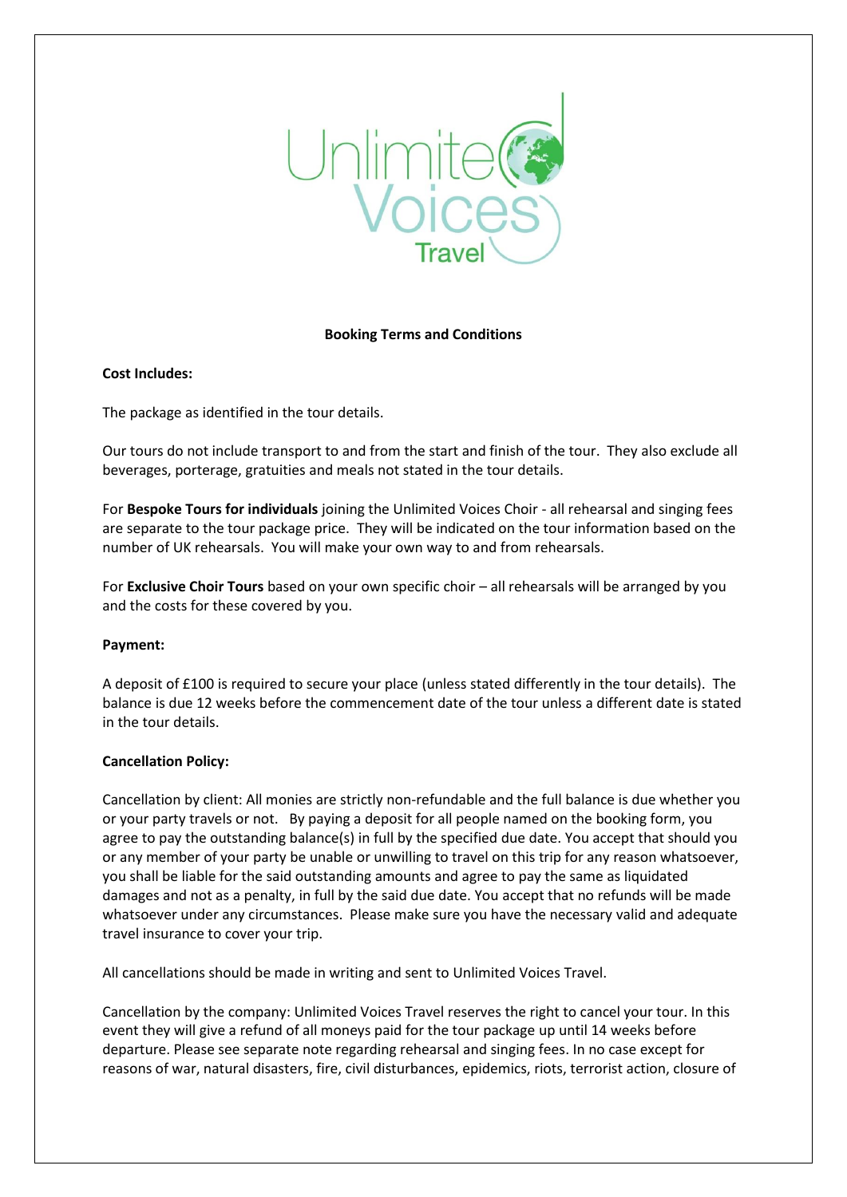Unlimited Voices Travel

# Booking Terms and Conditions

**Cost Includes:**

The package as identified in the tour details.

Our tours do not include transport to and from the start and finish of the tour. They also exclude all beverages, porterage, gratuities and meals not stated in the tour details.

For **Bespoke Tours for individuals** joining the Unlimited Voices Choir - all rehearsal and singing fees are separate to the tour package price. They will be indicated on the tour information based on the number of UK rehearsals. You will make your own way to and from rehearsals.

For **Exclusive Choir Tours** based on your own specific choir – all rehearsals will be arranged by you and the costs for these covered by you.

**Payment:**

A deposit of £100 is required to secure your place (unless stated differently in the tour details). The balance is due 12 weeks before the commencement date of the tour unless a different date is stated in the tour details.

**Cancellation Policy:**

Cancellation by client: All monies are strictly non-refundable and the full balance is due whether you or your party travels or not. By paying a deposit for all people named on the booking form, you agree to pay the outstanding balance(s) in full by the specified due date. You accept that should you or any member of your party be unable or unwilling to travel on this trip for any reason whatsoever, you shall be liable for the said outstanding amounts and agree to pay the same as liquidated damages and not as a penalty, in full by the said due date. You accept that no refunds will be made whatsoever under any circumstances. Please make sure you have the necessary valid and adequate travel insurance to cover your trip.

All cancellations should be made in writing and sent to Unlimited Voices Travel.

Cancellation by the company: Unlimited Voices Travel reserves the right to cancel your tour. In this event they will give a refund of all moneys paid for the tour package up until 14 weeks before departure. Please see separate note regarding rehearsal and singing fees. In no case except for reasons of war, natural disasters, fire, civil disturbances, epidemics, riots, terrorist action, closure of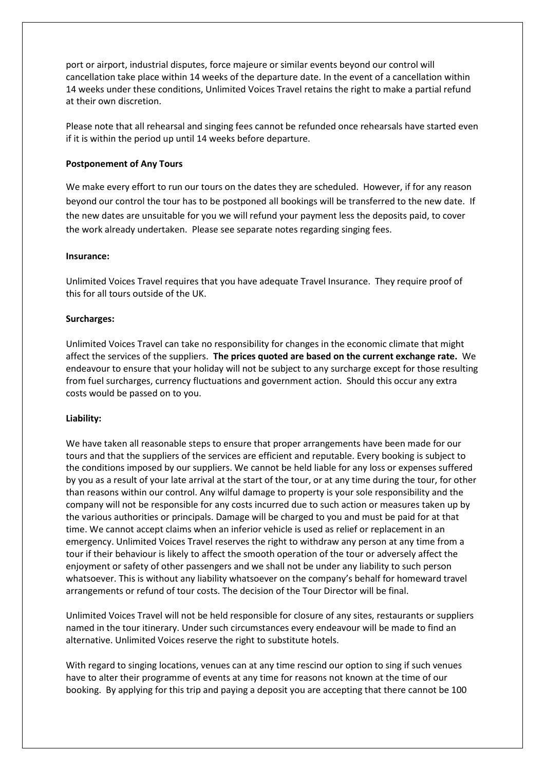port or airport, industrial disputes, force majeure or similar events beyond our control will cancellation take place within 14 weeks of the departure date. In the event of a cancellation within 14 weeks under these conditions, Unlimited Voices Travel retains the right to make a partial refund at their own discretion.

Please note that all rehearsal and singing fees cannot be refunded once rehearsals have started even if it is within the period up until 14 weeks before departure.

**Postponement of Any Tours**

We make every effort to run our tours on the dates they are scheduled. However, if for any reason beyond our control the tour has to be postponed all bookings will be transferred to the new date. If the new dates are unsuitable for you we will refund your payment less the deposits paid, to cover the work already undertaken. Please see separate notes regarding singing fees.

**Insurance:**

Unlimited Voices Travel requires that you have adequate Travel Insurance. They require proof of this for all tours outside of the UK.

**Surcharges:**

Unlimited Voices Travel can take no responsibility for changes in the economic climate that might affect the services of the suppliers. **The prices quoted are based on the current exchange rate.** We endeavour to ensure that your holiday will not be subject to any surcharge except for those resulting from fuel surcharges, currency fluctuations and government action. Should this occur any extra costs would be passed on to you.

**Liability:**

We have taken all reasonable steps to ensure that proper arrangements have been made for our tours and that the suppliers of the services are efficient and reputable. Every booking is subject to the conditions imposed by our suppliers. We cannot be held liable for any loss or expenses suffered by you as a result of your late arrival at the start of the tour, or at any time during the tour, for other than reasons within our control. Any wilful damage to property is your sole responsibility and the company will not be responsible for any costs incurred due to such action or measures taken up by the various authorities or principals. Damage will be charged to you and must be paid for at that time. We cannot accept claims when an inferior vehicle is used as relief or replacement in an emergency. Unlimited Voices Travel reserves the right to withdraw any person at any time from a tour if their behaviour is likely to affect the smooth operation of the tour or adversely affect the enjoyment or safety of other passengers and we shall not be under any liability to such person whatsoever. This is without any liability whatsoever on the company's behalf for homeward travel arrangements or refund of tour costs. The decision of the Tour Director will be final.

Unlimited Voices Travel will not be held responsible for closure of any sites, restaurants or suppliers named in the tour itinerary. Under such circumstances every endeavour will be made to find an alternative. Unlimited Voices reserve the right to substitute hotels.

With regard to singing locations, venues can at any time rescind our option to sing if such venues have to alter their programme of events at any time for reasons not known at the time of our booking. By applying for this trip and paying a deposit you are accepting that there cannot be 100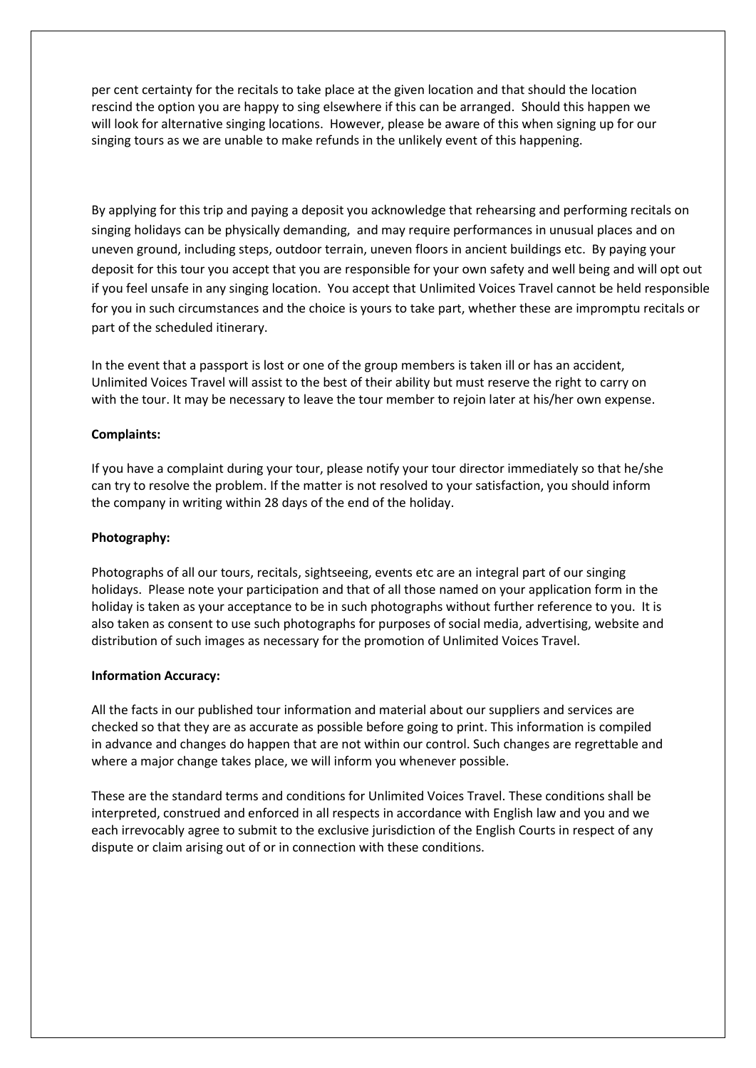per cent certainty for the recitals to take place at the given location and that should the location rescind the option you are happy to sing elsewhere if this can be arranged. Should this happen we will look for alternative singing locations. However, please be aware of this when signing up for our singing tours as we are unable to make refunds in the unlikely event of this happening.

By applying for this trip and paying a deposit you acknowledge that rehearsing and performing recitals on singing holidays can be physically demanding, and may require performances in unusual places and on uneven ground, including steps, outdoor terrain, uneven floors in ancient buildings etc. By paying your deposit for this tour you accept that you are responsible for your own safety and well being and will opt out if you feel unsafe in any singing location. You accept that Unlimited Voices Travel cannot be held responsible for you in such circumstances and the choice is yours to take part, whether these are impromptu recitals or part of the scheduled itinerary.

In the event that a passport is lost or one of the group members is taken ill or has an accident, Unlimited Voices Travel will assist to the best of their ability but must reserve the right to carry on with the tour. It may be necessary to leave the tour member to rejoin later at his/her own expense.

**Complaints:**

If you have a complaint during your tour, please notify your tour director immediately so that he/she can try to resolve the problem. If the matter is not resolved to your satisfaction, you should inform the company in writing within 28 days of the end of the holiday.

**Photography:**

Photographs of all our tours, recitals, sightseeing, events etc are an integral part of our singing holidays. Please note your participation and that of all those named on your application form in the holiday is taken as your acceptance to be in such photographs without further reference to you. It is also taken as consent to use such photographs for purposes of social media, advertising, website and distribution of such images as necessary for the promotion of Unlimited Voices Travel.

**Information Accuracy:**

All the facts in our published tour information and material about our suppliers and services are checked so that they are as accurate as possible before going to print. This information is compiled in advance and changes do happen that are not within our control. Such changes are regrettable and where a major change takes place, we will inform you whenever possible.

These are the standard terms and conditions for Unlimited Voices Travel. These conditions shall be interpreted, construed and enforced in all respects in accordance with English law and you and we each irrevocably agree to submit to the exclusive jurisdiction of the English Courts in respect of any dispute or claim arising out of or in connection with these conditions.